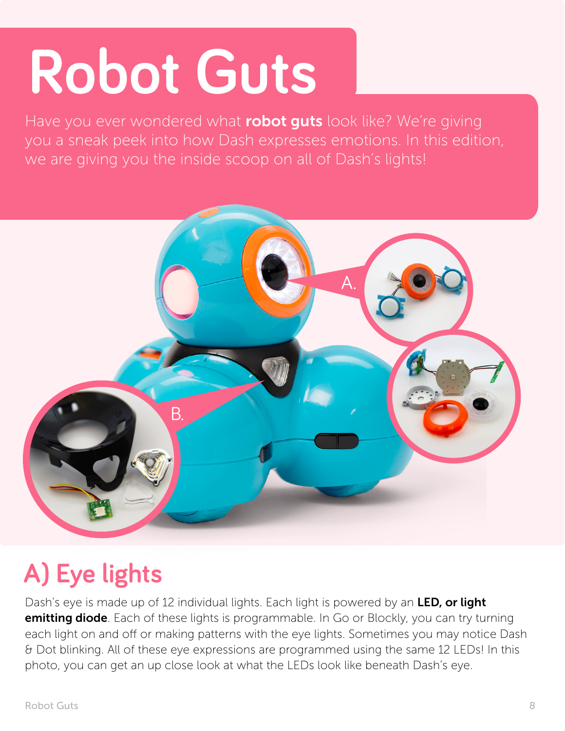# Robot Guts

Have you ever wondered what **robot guts** look like? We're giving you a sneak peek into how Dash expresses emotions. In this edition, we are giving you the inside scoop on all of Dash's lights!

A.

B.

## A) Eye lights

Dash's eye is made up of 12 individual lights. Each light is powered by an **LED, or light emitting diode**. Each of these lights is programmable. In Go or Blockly, you can try turning each light on and off or making patterns with the eye lights. Sometimes you may notice Dash & Dot blinking. All of these eye expressions are programmed using the same 12 LEDs! In this photo, you can get an up close look at what the LEDs look like beneath Dash's eye.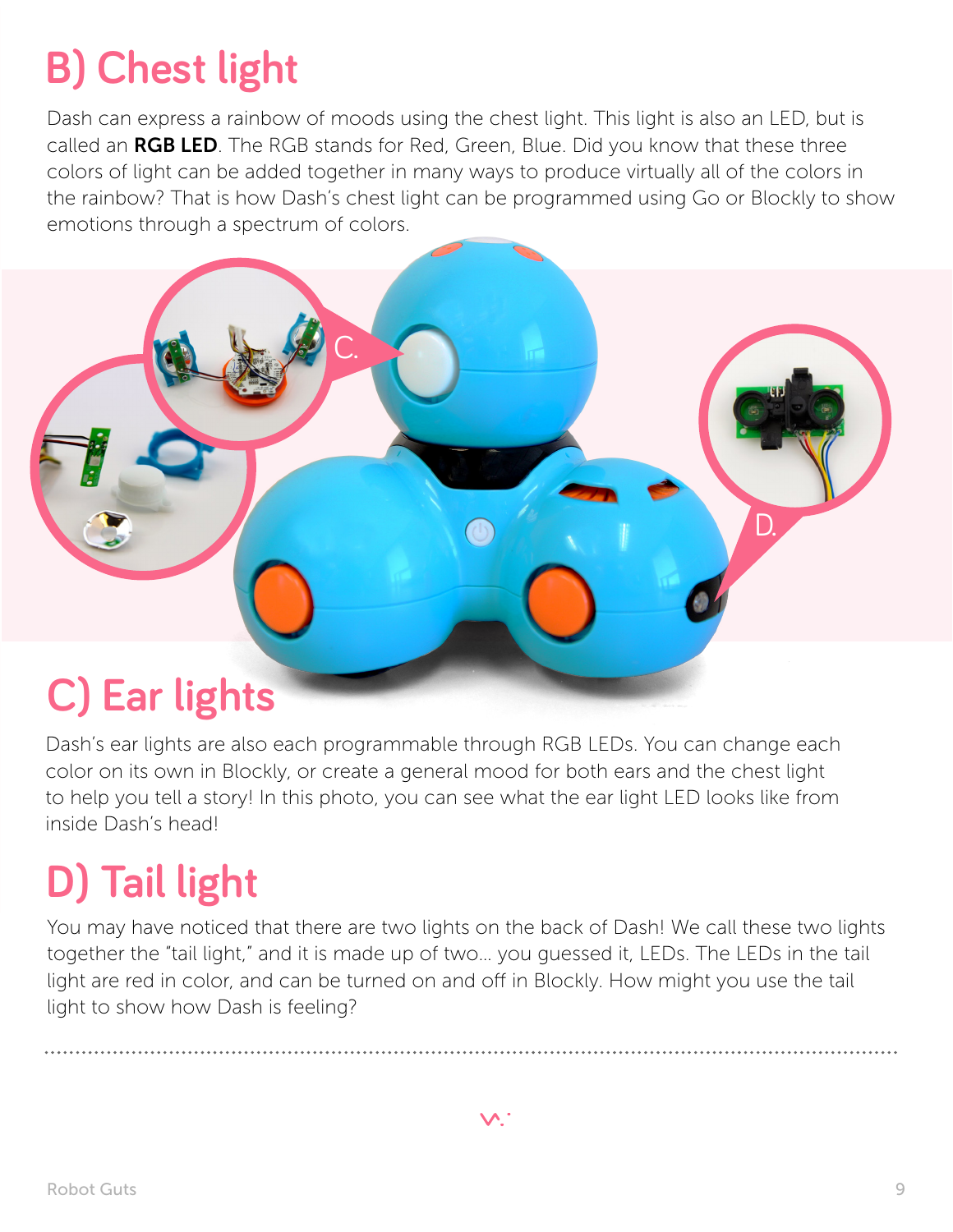# B) Chest light

Dash can express a rainbow of moods using the chest light. This light is also an LED, but is called an **RGB LED**. The RGB stands for Red, Green, Blue. Did you know that these three colors of light can be added together in many ways to produce virtually all of the colors in the rainbow? That is how Dash's chest light can be programmed using Go or Blockly to show emotions through a spectrum of colors.

C.

D.

# C) Ear lights

Dash's ear lights are also each programmable through RGB LEDs. You can change each color on its own in Blockly, or create a general mood for both ears and the chest light to help you tell a story! In this photo, you can see what the ear light LED looks like from inside Dash's head!

# D) Tail light

You may have noticed that there are two lights on the back of Dash! We call these two lights together the "tail light," and it is made up of two... you guessed it, LEDs. The LEDs in the tail light are red in color, and can be turned on and off in Blockly. How might you use the tail light to show how Dash is feeling?